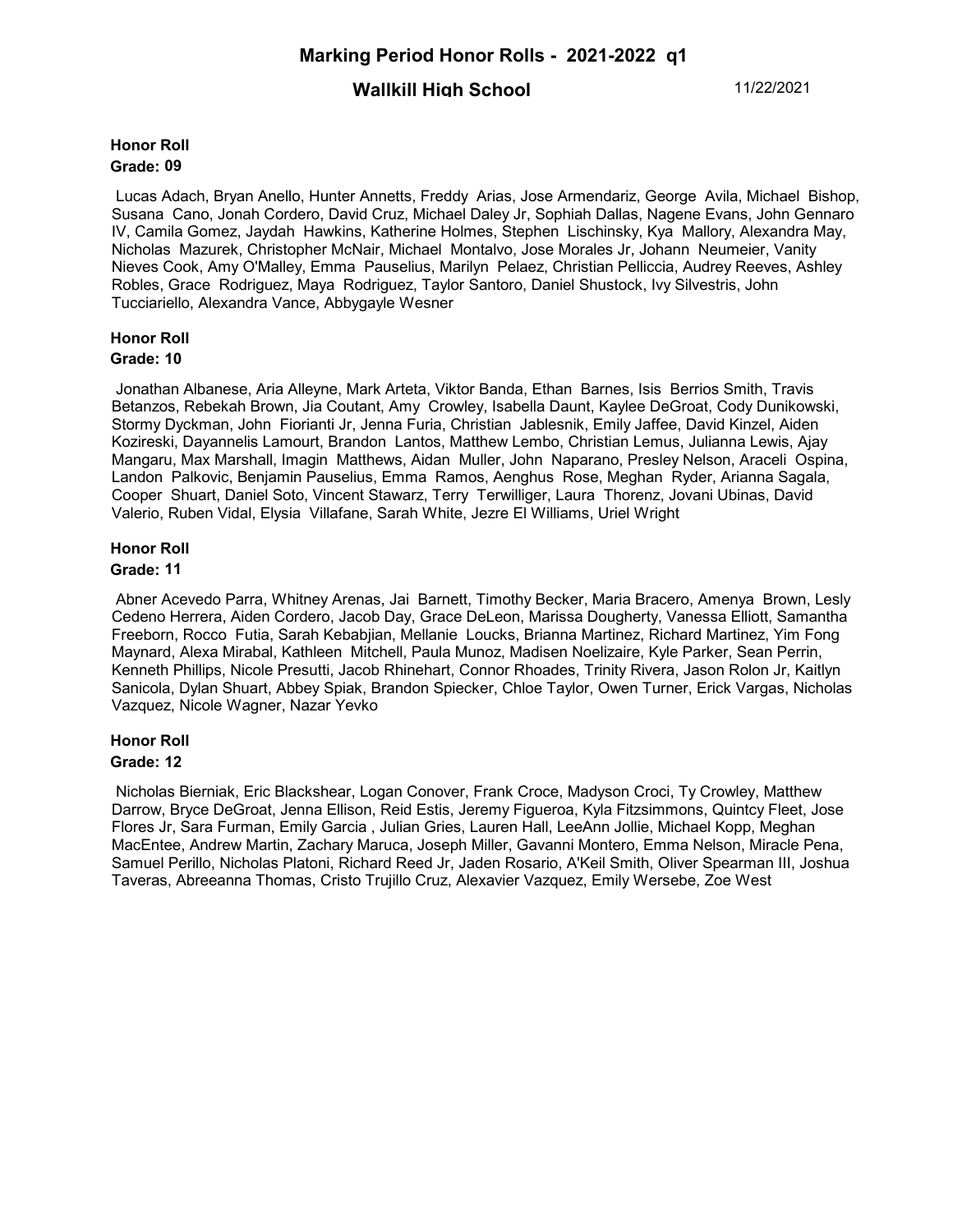# Marking Period Honor Rolls - 2021-2022 q1

## Wallkill High School

11/22/2021

### Honor Roll

**Grade: 09**

Lucas Adach, Bryan Anello, Hunter Annetts, Freddy Arias, Jose Armendariz, George Avila, Michael Bishop, Susana Cano, Jonah Cordero, David Cruz, Michael Daley Jr, Sophiah Dallas, Nagene Evans, John Gennaro IV, Camila Gomez, Jaydah Hawkins, Katherine Holmes, Stephen Lischinsky, Kya Mallory, Alexandra May, Nicholas Mazurek, Christopher McNair, Michael Montalvo, Jose Morales Jr, Johann Neumeier, Vanity Nieves Cook, Amy O'Malley, Emma Pauselius, Marilyn Pelaez, Christian Pelliccia, Audrey Reeves, Ashley Robles, Grace Rodriguez, Maya Rodriguez, Taylor Santoro, Daniel Shustock, Ivy Silvestris, John Tucciariello, Alexandra Vance, Abbygayle Wesner

### Honor Roll

**Grade: 10**

Jonathan Albanese, Aria Alleyne, Mark Arteta, Viktor Banda, Ethan Barnes, Isis Berrios Smith, Travis Betanzos, Rebekah Brown, Jia Coutant, Amy Crowley, Isabella Daunt, Kaylee DeGroat, Cody Dunikowski, Stormy Dyckman, John Fiorianti Jr, Jenna Furia, Christian Jablesnik, Emily Jaffee, David Kinzel, Aiden Kozireski, Dayannelis Lamourt, Brandon Lantos, Matthew Lembo, Christian Lemus, Julianna Lewis, Ajay Mangaru, Max Marshall, Imagin Matthews, Aidan Muller, John Naparano, Presley Nelson, Araceli Ospina, Landon Palkovic, Benjamin Pauselius, Emma Ramos, Aenghus Rose, Meghan Ryder, Arianna Sagala, Cooper Shuart, Daniel Soto, Vincent Stawarz, Terry Terwilliger, Laura Thorenz, Jovani Ubinas, David Valerio, Ruben Vidal, Elysia Villafane, Sarah White, Jezre El Williams, Uriel Wright

### Honor Roll

**Grade: 11**

Abner Acevedo Parra, Whitney Arenas, Jai Barnett, Timothy Becker, Maria Bracero, Amenya Brown, Lesly Cedeno Herrera, Aiden Cordero, Jacob Day, Grace DeLeon, Marissa Dougherty, Vanessa Elliott, Samantha Freeborn, Rocco Futia, Sarah Kebabjian, Mellanie Loucks, Brianna Martinez, Richard Martinez, Yim Fong Maynard, Alexa Mirabal, Kathleen Mitchell, Paula Munoz, Madisen Noelizaire, Kyle Parker, Sean Perrin, Kenneth Phillips, Nicole Presutti, Jacob Rhinehart, Connor Rhoades, Trinity Rivera, Jason Rolon Jr, Kaitlyn Sanicola, Dylan Shuart, Abbey Spiak, Brandon Spiecker, Chloe Taylor, Owen Turner, Erick Vargas, Nicholas Vazquez, Nicole Wagner, Nazar Yevko

### Honor Roll

**Grade: 12**

Nicholas Bierniak, Eric Blackshear, Logan Conover, Frank Croce, Madyson Croci, Ty Crowley, Matthew Darrow, Bryce DeGroat, Jenna Ellison, Reid Estis, Jeremy Figueroa, Kyla Fitzsimmons, Quintcy Fleet, Jose Flores Jr, Sara Furman, Emily Garcia , Julian Gries, Lauren Hall, LeeAnn Jollie, Michael Kopp, Meghan MacEntee, Andrew Martin, Zachary Maruca, Joseph Miller, Gavanni Montero, Emma Nelson, Miracle Pena, Samuel Perillo, Nicholas Platoni, Richard Reed Jr, Jaden Rosario, A'Keil Smith, Oliver Spearman III, Joshua Taveras, Abreeanna Thomas, Cristo Trujillo Cruz, Alexavier Vazquez, Emily Wersebe, Zoe West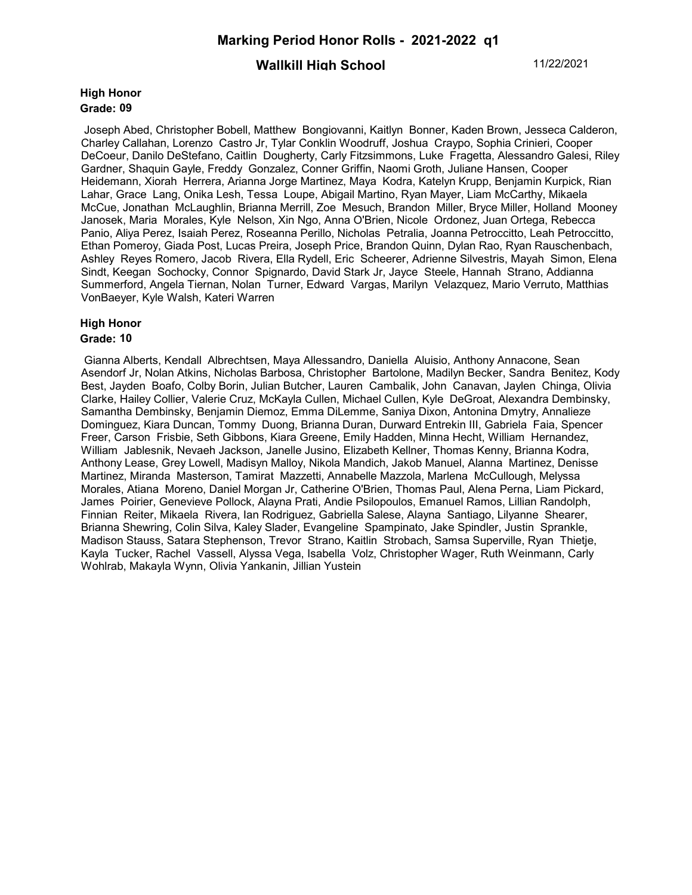# Marking Period Honor Rolls - 2021-2022 q1

## Wallkill High School

11/22/2021

### High Honor

**Grade: 09**

Joseph Abed, Christopher Bobell, Matthew Bongiovanni, Kaitlyn Bonner, Kaden Brown, Jesseca Calderon, Charley Callahan, Lorenzo Castro Jr, Tylar Conklin Woodruff, Joshua Craypo, Sophia Crinieri, Cooper DeCoeur, Danilo DeStefano, Caitlin Dougherty, Carly Fitzsimmons, Luke Fragetta, Alessandro Galesi, Riley Gardner, Shaquin Gayle, Freddy Gonzalez, Conner Griffin, Naomi Groth, Juliane Hansen, Cooper Heidemann, Xiorah Herrera, Arianna Jorge Martinez, Maya Kodra, Katelyn Krupp, Benjamin Kurpick, Rian Lahar, Grace Lang, Onika Lesh, Tessa Loupe, Abigail Martino, Ryan Mayer, Liam McCarthy, Mikaela McCue, Jonathan McLaughlin, Brianna Merrill, Zoe Mesuch, Brandon Miller, Bryce Miller, Holland Mooney Janosek, Maria Morales, Kyle Nelson, Xin Ngo, Anna O'Brien, Nicole Ordonez, Juan Ortega, Rebecca Panio, Aliya Perez, Isaiah Perez, Roseanna Perillo, Nicholas Petralia, Joanna Petroccitto, Leah Petroccitto, Ethan Pomeroy, Giada Post, Lucas Preira, Joseph Price, Brandon Quinn, Dylan Rao, Ryan Rauschenbach, Ashley Reyes Romero, Jacob Rivera, Ella Rydell, Eric Scheerer, Adrienne Silvestris, Mayah Simon, Elena Sindt, Keegan Sochocky, Connor Spignardo, David Stark Jr, Jayce Steele, Hannah Strano, Addianna Summerford, Angela Tiernan, Nolan Turner, Edward Vargas, Marilyn Velazquez, Mario Verruto, Matthias VonBaeyer, Kyle Walsh, Kateri Warren

### High Honor

**Grade: 10**

Gianna Alberts, Kendall Albrechtsen, Maya Allessandro, Daniella Aluisio, Anthony Annacone, Sean Asendorf Jr, Nolan Atkins, Nicholas Barbosa, Christopher Bartolone, Madilyn Becker, Sandra Benitez, Kody Best, Jayden Boafo, Colby Borin, Julian Butcher, Lauren Cambalik, John Canavan, Jaylen Chinga, Olivia Clarke, Hailey Collier, Valerie Cruz, McKayla Cullen, Michael Cullen, Kyle DeGroat, Alexandra Dembinsky, Samantha Dembinsky, Benjamin Diemoz, Emma DiLemme, Saniya Dixon, Antonina Dmytry, Annalieze Dominguez, Kiara Duncan, Tommy Duong, Brianna Duran, Durward Entrekin III, Gabriela Faia, Spencer Freer, Carson Frisbie, Seth Gibbons, Kiara Greene, Emily Hadden, Minna Hecht, William Hernandez, William Jablesnik, Nevaeh Jackson, Janelle Jusino, Elizabeth Kellner, Thomas Kenny, Brianna Kodra, Anthony Lease, Grey Lowell, Madisyn Malloy, Nikola Mandich, Jakob Manuel, Alanna Martinez, Denisse Martinez, Miranda Masterson, Tamirat Mazzetti, Annabelle Mazzola, Marlena McCullough, Melyssa Morales, Atiana Moreno, Daniel Morgan Jr, Catherine O'Brien, Thomas Paul, Alena Perna, Liam Pickard, James Poirier, Genevieve Pollock, Alayna Prati, Andie Psilopoulos, Emanuel Ramos, Lillian Randolph, Finnian Reiter, Mikaela Rivera, Ian Rodriguez, Gabriella Salese, Alayna Santiago, Lilyanne Shearer, Brianna Shewring, Colin Silva, Kaley Slader, Evangeline Spampinato, Jake Spindler, Justin Sprankle, Madison Stauss, Satara Stephenson, Trevor Strano, Kaitlin Strobach, Samsa Superville, Ryan Thietje, Kayla Tucker, Rachel Vassell, Alyssa Vega, Isabella Volz, Christopher Wager, Ruth Weinmann, Carly Wohlrab, Makayla Wynn, Olivia Yankanin, Jillian Yustein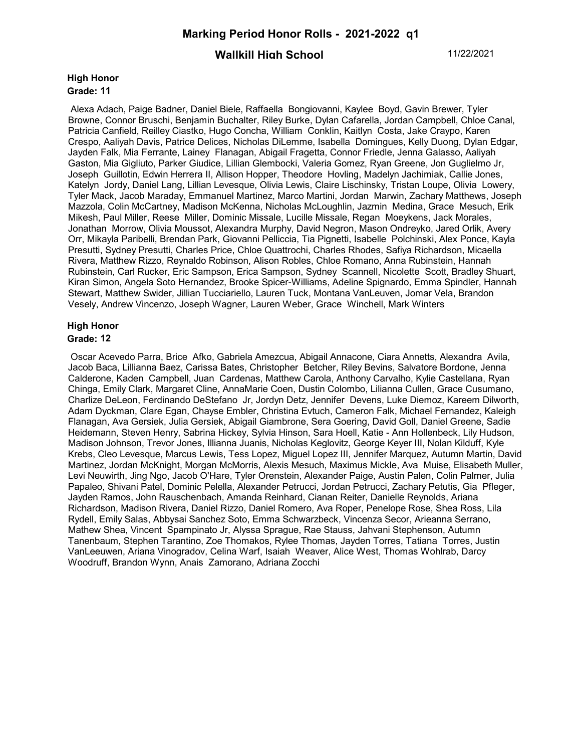# Marking Period Honor Rolls - 2021-2022 q1

## Wallkill High School

11/22/2021

### High Honor

**Grade: 11**

Alexa Adach, Paige Badner, Daniel Biele, Raffaella Bongiovanni, Kaylee Boyd, Gavin Brewer, Tyler Browne, Connor Bruschi, Benjamin Buchalter, Riley Burke, Dylan Cafarella, Jordan Campbell, Chloe Canal, Patricia Canfield, Reilley Ciastko, Hugo Concha, William Conklin, Kaitlyn Costa, Jake Craypo, Karen Crespo, Aaliyah Davis, Patrice Delices, Nicholas DiLemme, Isabella Domingues, Kelly Duong, Dylan Edgar, Jayden Falk, Mia Ferrante, Lainey Flanagan, Abigail Fragetta, Connor Friedle, Jenna Galasso, Aaliyah Gaston, Mia Gigliuto, Parker Giudice, Lillian Glembocki, Valeria Gomez, Ryan Greene, Jon Guglielmo Jr, Joseph Guillotin, Edwin Herrera II, Allison Hopper, Theodore Hovling, Madelyn Jachimiak, Callie Jones, Katelyn Jordy, Daniel Lang, Lillian Levesque, Olivia Lewis, Claire Lischinsky, Tristan Loupe, Olivia Lowery, Tyler Mack, Jacob Maraday, Emmanuel Martinez, Marco Martini, Jordan Marwin, Zachary Matthews, Joseph Mazzola, Colin McCartney, Madison McKenna, Nicholas McLoughlin, Jazmin Medina, Grace Mesuch, Erik Mikesh, Paul Miller, Reese Miller, Dominic Missale, Lucille Missale, Regan Moeykens, Jack Morales, Jonathan Morrow, Olivia Moussot, Alexandra Murphy, David Negron, Mason Ondreyko, Jared Orlik, Avery Orr, Mikayla Paribelli, Brendan Park, Giovanni Pelliccia, Tia Pignetti, Isabelle Polchinski, Alex Ponce, Kayla Presutti, Sydney Presutti, Charles Price, Chloe Quattrochi, Charles Rhodes, Safiya Richardson, Micaella Rivera, Matthew Rizzo, Reynaldo Robinson, Alison Robles, Chloe Romano, Anna Rubinstein, Hannah Rubinstein, Carl Rucker, Eric Sampson, Erica Sampson, Sydney Scannell, Nicolette Scott, Bradley Shuart, Kiran Simon, Angela Soto Hernandez, Brooke Spicer-Williams, Adeline Spignardo, Emma Spindler, Hannah Stewart, Matthew Swider, Jillian Tucciariello, Lauren Tuck, Montana VanLeuven, Jomar Vela, Brandon Vesely, Andrew Vincenzo, Joseph Wagner, Lauren Weber, Grace Winchell, Mark Winters

### High Honor

**Grade: 12**

Oscar Acevedo Parra, Brice Afko, Gabriela Amezcua, Abigail Annacone, Ciara Annetts, Alexandra Avila, Jacob Baca, Lillianna Baez, Carissa Bates, Christopher Betcher, Riley Bevins, Salvatore Bordone, Jenna Calderone, Kaden Campbell, Juan Cardenas, Matthew Carola, Anthony Carvalho, Kylie Castellana, Ryan Chinga, Emily Clark, Margaret Cline, AnnaMarie Coen, Dustin Colombo, Lilianna Cullen, Grace Cusumano, Charlize DeLeon, Ferdinando DeStefano Jr, Jordyn Detz, Jennifer Devens, Luke Diemoz, Kareem Dilworth, Adam Dyckman, Clare Egan, Chayse Embler, Christina Evtuch, Cameron Falk, Michael Fernandez, Kaleigh Flanagan, Ava Gersiek, Julia Gersiek, Abigail Giambrone, Sera Goering, David Goll, Daniel Greene, Sadie Heidemann, Steven Henry, Sabrina Hickey, Sylvia Hinson, Sara Hoell, Katie - Ann Hollenbeck, Lily Hudson, Madison Johnson, Trevor Jones, Illianna Juanis, Nicholas Keglovitz, George Keyer III, Nolan Kilduff, Kyle Krebs, Cleo Levesque, Marcus Lewis, Tess Lopez, Miguel Lopez III, Jennifer Marquez, Autumn Martin, David Martinez, Jordan McKnight, Morgan McMorris, Alexis Mesuch, Maximus Mickle, Ava Muise, Elisabeth Muller, Levi Neuwirth, Jing Ngo, Jacob O'Hare, Tyler Orenstein, Alexander Paige, Austin Palen, Colin Palmer, Julia Papaleo, Shivani Patel, Dominic Pelella, Alexander Petrucci, Jordan Petrucci, Zachary Petutis, Gia Pfleger, Jayden Ramos, John Rauschenbach, Amanda Reinhard, Cianan Reiter, Danielle Reynolds, Ariana Richardson, Madison Rivera, Daniel Rizzo, Daniel Romero, Ava Roper, Penelope Rose, Shea Ross, Lila Rydell, Emily Salas, Abbysai Sanchez Soto, Emma Schwarzbeck, Vincenza Secor, Arieanna Serrano, Mathew Shea, Vincent Spampinato Jr, Alyssa Sprague, Rae Stauss, Jahvani Stephenson, Autumn Tanenbaum, Stephen Tarantino, Zoe Thomakos, Rylee Thomas, Jayden Torres, Tatiana Torres, Justin VanLeeuwen, Ariana Vinogradov, Celina Warf, Isaiah Weaver, Alice West, Thomas Wohlrab, Darcy Woodruff, Brandon Wynn, Anais Zamorano, Adriana Zocchi